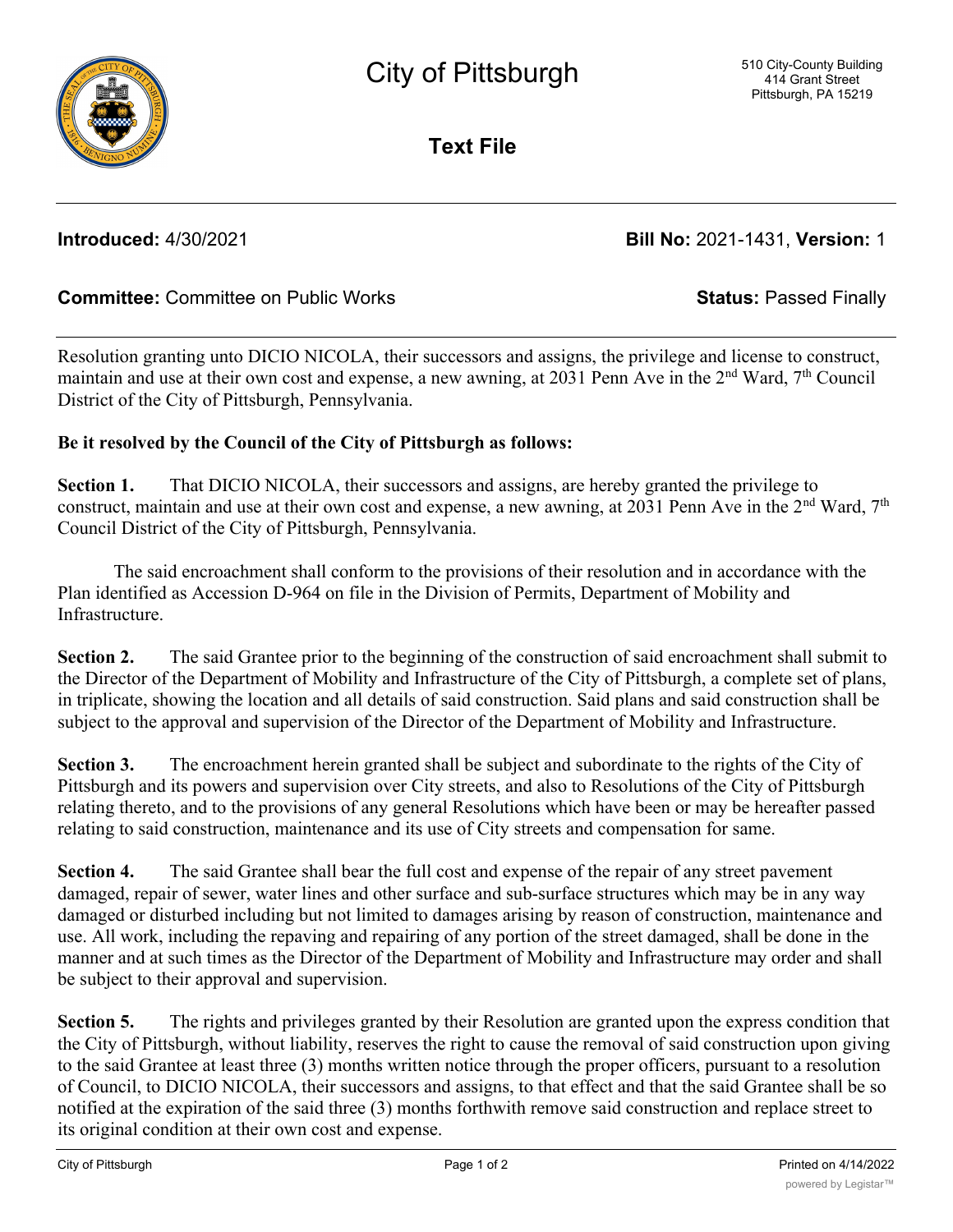# City of Pittsburgh

510 City-County Building
414 Grant Street
Pittsburgh, PA 15219

## Text File

**Introduced:** 4/30/2021 **Bill No:** 2021-1431, **Version:** 1

**Committee:** Committee on Public Works **Status:** Passed Finally

Resolution granting unto DICIO NICOLA, their successors and assigns, the privilege and license to construct, maintain and use at their own cost and expense, a new awning, at 2031 Penn Ave in the 2nd Ward, 7th Council District of the City of Pittsburgh, Pennsylvania.

**Be it resolved by the Council of the City of Pittsburgh as follows:**

**Section 1.** That DICIO NICOLA, their successors and assigns, are hereby granted the privilege to construct, maintain and use at their own cost and expense, a new awning, at 2031 Penn Ave in the 2nd Ward, 7th Council District of the City of Pittsburgh, Pennsylvania.

The said encroachment shall conform to the provisions of their resolution and in accordance with the Plan identified as Accession D-964 on file in the Division of Permits, Department of Mobility and Infrastructure.

**Section 2.** The said Grantee prior to the beginning of the construction of said encroachment shall submit to the Director of the Department of Mobility and Infrastructure of the City of Pittsburgh, a complete set of plans, in triplicate, showing the location and all details of said construction. Said plans and said construction shall be subject to the approval and supervision of the Director of the Department of Mobility and Infrastructure.

**Section 3.** The encroachment herein granted shall be subject and subordinate to the rights of the City of Pittsburgh and its powers and supervision over City streets, and also to Resolutions of the City of Pittsburgh relating thereto, and to the provisions of any general Resolutions which have been or may be hereafter passed relating to said construction, maintenance and its use of City streets and compensation for same.

**Section 4.** The said Grantee shall bear the full cost and expense of the repair of any street pavement damaged, repair of sewer, water lines and other surface and sub-surface structures which may be in any way damaged or disturbed including but not limited to damages arising by reason of construction, maintenance and use. All work, including the repaving and repairing of any portion of the street damaged, shall be done in the manner and at such times as the Director of the Department of Mobility and Infrastructure may order and shall be subject to their approval and supervision.

**Section 5.** The rights and privileges granted by their Resolution are granted upon the express condition that the City of Pittsburgh, without liability, reserves the right to cause the removal of said construction upon giving to the said Grantee at least three (3) months written notice through the proper officers, pursuant to a resolution of Council, to DICIO NICOLA, their successors and assigns, to that effect and that the said Grantee shall be so notified at the expiration of the said three (3) months forthwith remove said construction and replace street to its original condition at their own cost and expense.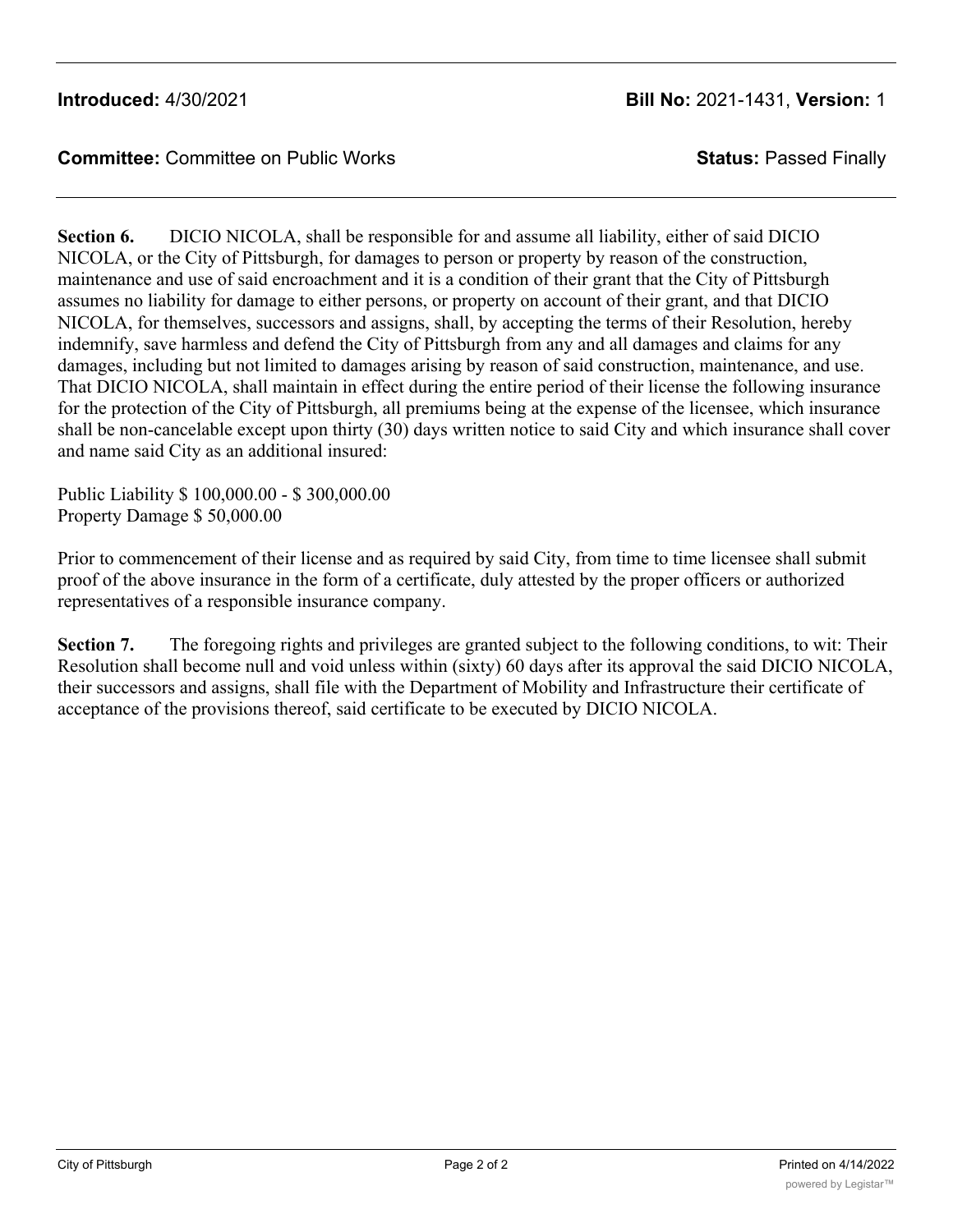**Introduced:** 4/30/2021 **Bill No:** 2021-1431, **Version:** 1

**Committee:** Committee on Public Works **Status:** Passed Finally

**Section 6.** DICIO NICOLA, shall be responsible for and assume all liability, either of said DICIO NICOLA, or the City of Pittsburgh, for damages to person or property by reason of the construction, maintenance and use of said encroachment and it is a condition of their grant that the City of Pittsburgh assumes no liability for damage to either persons, or property on account of their grant, and that DICIO NICOLA, for themselves, successors and assigns, shall, by accepting the terms of their Resolution, hereby indemnify, save harmless and defend the City of Pittsburgh from any and all damages and claims for any damages, including but not limited to damages arising by reason of said construction, maintenance, and use. That DICIO NICOLA, shall maintain in effect during the entire period of their license the following insurance for the protection of the City of Pittsburgh, all premiums being at the expense of the licensee, which insurance shall be non-cancelable except upon thirty (30) days written notice to said City and which insurance shall cover and name said City as an additional insured:

Public Liability $ 100,000.00 - $ 300,000.00
Property Damage $ 50,000.00

Prior to commencement of their license and as required by said City, from time to time licensee shall submit proof of the above insurance in the form of a certificate, duly attested by the proper officers or authorized representatives of a responsible insurance company.

**Section 7.** The foregoing rights and privileges are granted subject to the following conditions, to wit: Their Resolution shall become null and void unless within (sixty) 60 days after its approval the said DICIO NICOLA, their successors and assigns, shall file with the Department of Mobility and Infrastructure their certificate of acceptance of the provisions thereof, said certificate to be executed by DICIO NICOLA.